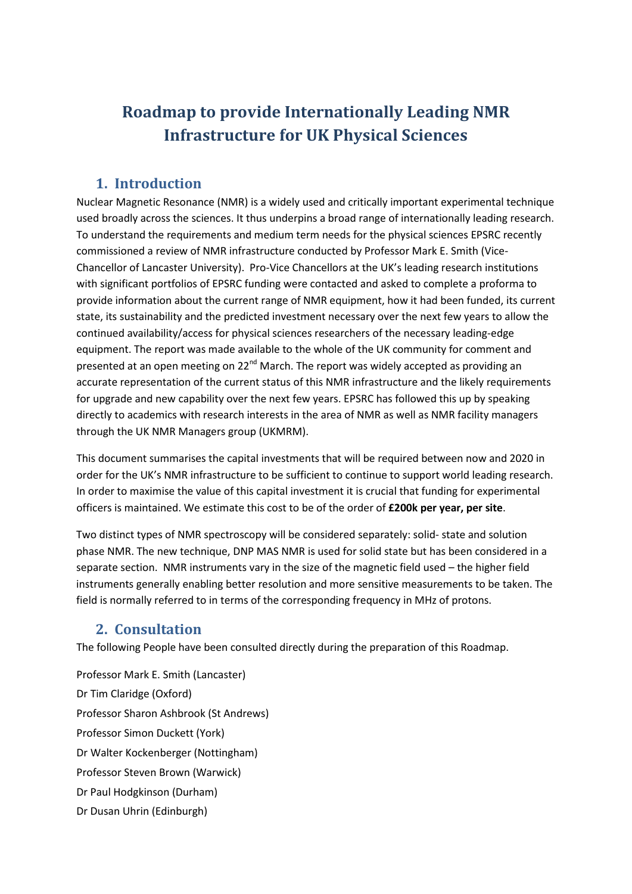# Roadmap to provide Internationally Leading NMR Infrastructure for UK Physical Sciences

## 1. Introduction

Nuclear Magnetic Resonance (NMR) is a widely used and critically important experimental technique used broadly across the sciences. It thus underpins a broad range of internationally leading research. To understand the requirements and medium term needs for the physical sciences EPSRC recently commissioned a review of NMR infrastructure conducted by Professor Mark E. Smith (Vice-Chancellor of Lancaster University). Pro-Vice Chancellors at the UK's leading research institutions with significant portfolios of EPSRC funding were contacted and asked to complete a proforma to provide information about the current range of NMR equipment, how it had been funded, its current state, its sustainability and the predicted investment necessary over the next few years to allow the continued availability/access for physical sciences researchers of the necessary leading-edge equipment. The report was made available to the whole of the UK community for comment and presented at an open meeting on 22nd March. The report was widely accepted as providing an accurate representation of the current status of this NMR infrastructure and the likely requirements for upgrade and new capability over the next few years. EPSRC has followed this up by speaking directly to academics with research interests in the area of NMR as well as NMR facility managers through the UK NMR Managers group (UKMRM).

This document summarises the capital investments that will be required between now and 2020 in order for the UK's NMR infrastructure to be sufficient to continue to support world leading research. In order to maximise the value of this capital investment it is crucial that funding for experimental officers is maintained. We estimate this cost to be of the order of **£200k per year, per site**.

Two distinct types of NMR spectroscopy will be considered separately: solid- state and solution phase NMR. The new technique, DNP MAS NMR is used for solid state but has been considered in a separate section. NMR instruments vary in the size of the magnetic field used – the higher field instruments generally enabling better resolution and more sensitive measurements to be taken. The field is normally referred to in terms of the corresponding frequency in MHz of protons.

## 2. Consultation

The following People have been consulted directly during the preparation of this Roadmap.

Professor Mark E. Smith (Lancaster)  
Dr Tim Claridge (Oxford)  
Professor Sharon Ashbrook (St Andrews)  
Professor Simon Duckett (York)  
Dr Walter Kockenberger (Nottingham)  
Professor Steven Brown (Warwick)  
Dr Paul Hodgkinson (Durham)  
Dr Dusan Uhrin (Edinburgh)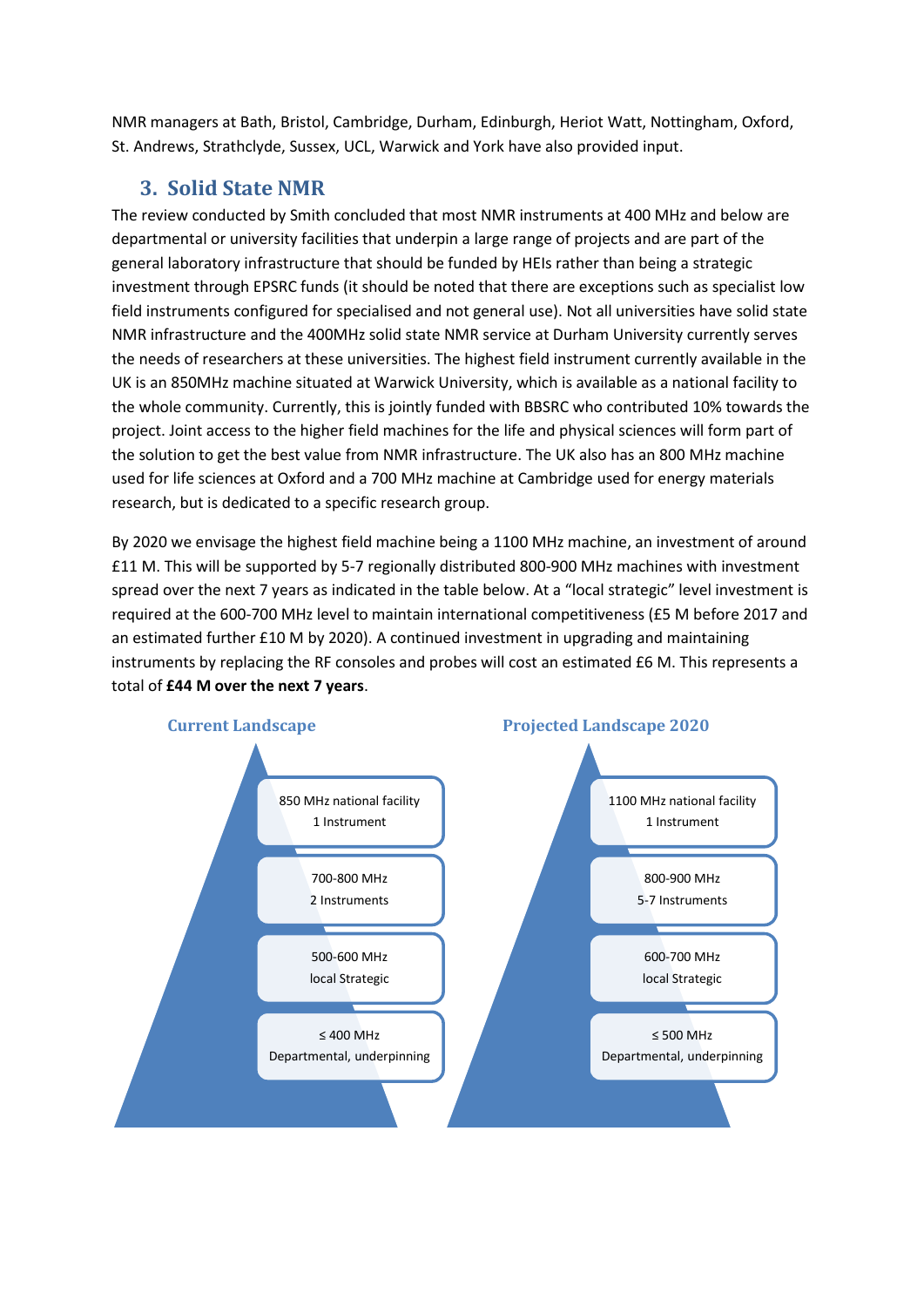NMR managers at Bath, Bristol, Cambridge, Durham, Edinburgh, Heriot Watt, Nottingham, Oxford, St. Andrews, Strathclyde, Sussex, UCL, Warwick and York have also provided input.

## 3. Solid State NMR

The review conducted by Smith concluded that most NMR instruments at 400 MHz and below are departmental or university facilities that underpin a large range of projects and are part of the general laboratory infrastructure that should be funded by HEIs rather than being a strategic investment through EPSRC funds (it should be noted that there are exceptions such as specialist low field instruments configured for specialised and not general use). Not all universities have solid state NMR infrastructure and the 400MHz solid state NMR service at Durham University currently serves the needs of researchers at these universities. The highest field instrument currently available in the UK is an 850MHz machine situated at Warwick University, which is available as a national facility to the whole community. Currently, this is jointly funded with BBSRC who contributed 10% towards the project. Joint access to the higher field machines for the life and physical sciences will form part of the solution to get the best value from NMR infrastructure. The UK also has an 800 MHz machine used for life sciences at Oxford and a 700 MHz machine at Cambridge used for energy materials research, but is dedicated to a specific research group.

By 2020 we envisage the highest field machine being a 1100 MHz machine, an investment of around £11 M. This will be supported by 5-7 regionally distributed 800-900 MHz machines with investment spread over the next 7 years as indicated in the table below. At a "local strategic" level investment is required at the 600-700 MHz level to maintain international competitiveness (£5 M before 2017 and an estimated further £10 M by 2020). A continued investment in upgrading and maintaining instruments by replacing the RF consoles and probes will cost an estimated £6 M. This represents a total of **£44 M over the next 7 years**.

**Current Landscape**

- 850 MHz national facility — 1 Instrument
- 700-800 MHz — 2 Instruments
- 500-600 MHz — local Strategic
- ≤ 400 MHz — Departmental, underpinning

**Projected Landscape 2020**

- 1100 MHz national facility — 1 Instrument
- 800-900 MHz — 5-7 Instruments
- 600-700 MHz — local Strategic
- ≤ 500 MHz — Departmental, underpinning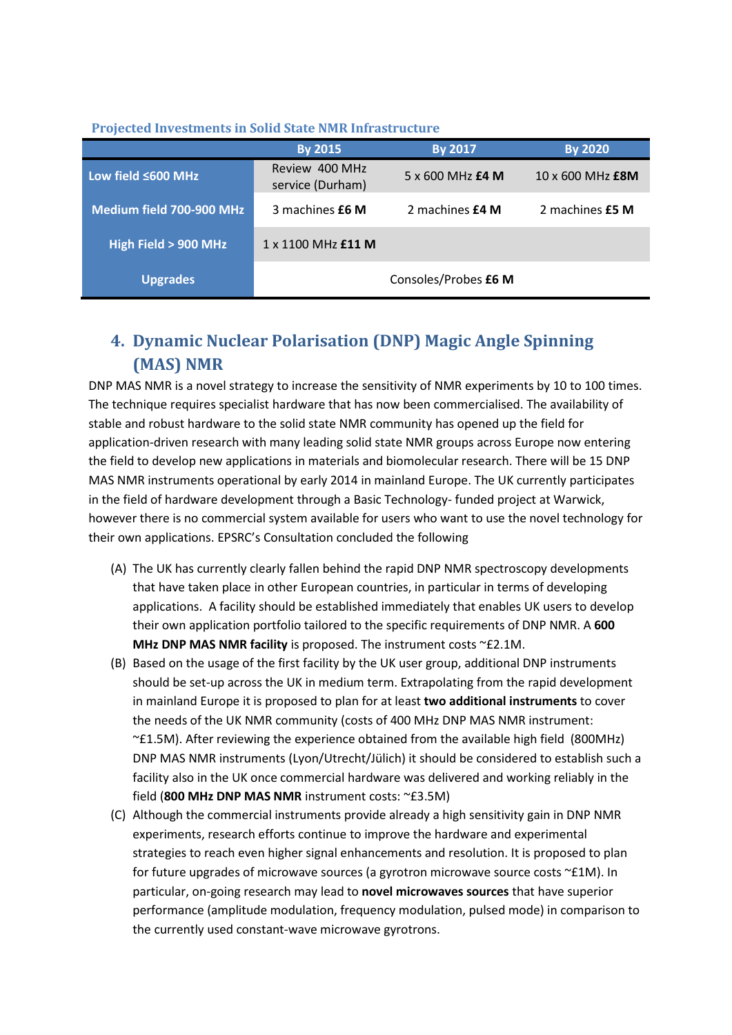**Projected Investments in Solid State NMR Infrastructure**

| | By 2015 | By 2017 | By 2020 |
|---|---|---|---|
| Low field ≤600 MHz | Review 400 MHz service (Durham) | 5 x 600 MHz **£4 M** | 10 x 600 MHz **£8M** |
| Medium field 700-900 MHz | 3 machines **£6 M** | 2 machines **£4 M** | 2 machines **£5 M** |
| High Field > 900 MHz | 1 x 1100 MHz **£11 M** | | |
| Upgrades | Consoles/Probes **£6 M** | | |

## 4. Dynamic Nuclear Polarisation (DNP) Magic Angle Spinning (MAS) NMR

DNP MAS NMR is a novel strategy to increase the sensitivity of NMR experiments by 10 to 100 times. The technique requires specialist hardware that has now been commercialised. The availability of stable and robust hardware to the solid state NMR community has opened up the field for application-driven research with many leading solid state NMR groups across Europe now entering the field to develop new applications in materials and biomolecular research. There will be 15 DNP MAS NMR instruments operational by early 2014 in mainland Europe. The UK currently participates in the field of hardware development through a Basic Technology- funded project at Warwick, however there is no commercial system available for users who want to use the novel technology for their own applications. EPSRC's Consultation concluded the following

(A) The UK has currently clearly fallen behind the rapid DNP NMR spectroscopy developments that have taken place in other European countries, in particular in terms of developing applications. A facility should be established immediately that enables UK users to develop their own application portfolio tailored to the specific requirements of DNP NMR. A **600 MHz DNP MAS NMR facility** is proposed. The instrument costs ~£2.1M.

(B) Based on the usage of the first facility by the UK user group, additional DNP instruments should be set-up across the UK in medium term. Extrapolating from the rapid development in mainland Europe it is proposed to plan for at least **two additional instruments** to cover the needs of the UK NMR community (costs of 400 MHz DNP MAS NMR instrument: ~£1.5M). After reviewing the experience obtained from the available high field (800MHz) DNP MAS NMR instruments (Lyon/Utrecht/Jülich) it should be considered to establish such a facility also in the UK once commercial hardware was delivered and working reliably in the field (**800 MHz DNP MAS NMR** instrument costs: ~£3.5M)

(C) Although the commercial instruments provide already a high sensitivity gain in DNP NMR experiments, research efforts continue to improve the hardware and experimental strategies to reach even higher signal enhancements and resolution. It is proposed to plan for future upgrades of microwave sources (a gyrotron microwave source costs ~£1M). In particular, on-going research may lead to **novel microwaves sources** that have superior performance (amplitude modulation, frequency modulation, pulsed mode) in comparison to the currently used constant-wave microwave gyrotrons.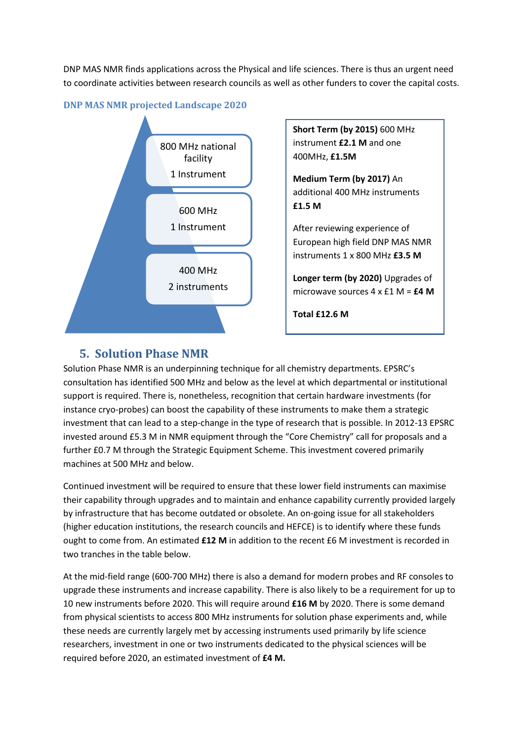DNP MAS NMR finds applications across the Physical and life sciences. There is thus an urgent need to coordinate activities between research councils as well as other funders to cover the capital costs.

### DNP MAS NMR projected Landscape 2020

800 MHz national facility
1 Instrument

600 MHz
1 Instrument

400 MHz
2 instruments

**Short Term (by 2015)** 600 MHz instrument **£2.1 M** and one 400MHz, **£1.5M**

**Medium Term (by 2017)** An additional 400 MHz instruments **£1.5 M**

After reviewing experience of European high field DNP MAS NMR instruments 1 x 800 MHz **£3.5 M**

**Longer term (by 2020)** Upgrades of microwave sources 4 x £1 M = **£4 M**

**Total £12.6 M**

## 5. Solution Phase NMR

Solution Phase NMR is an underpinning technique for all chemistry departments. EPSRC's consultation has identified 500 MHz and below as the level at which departmental or institutional support is required. There is, nonetheless, recognition that certain hardware investments (for instance cryo-probes) can boost the capability of these instruments to make them a strategic investment that can lead to a step-change in the type of research that is possible. In 2012-13 EPSRC invested around £5.3 M in NMR equipment through the "Core Chemistry" call for proposals and a further £0.7 M through the Strategic Equipment Scheme. This investment covered primarily machines at 500 MHz and below.

Continued investment will be required to ensure that these lower field instruments can maximise their capability through upgrades and to maintain and enhance capability currently provided largely by infrastructure that has become outdated or obsolete. An on-going issue for all stakeholders (higher education institutions, the research councils and HEFCE) is to identify where these funds ought to come from. An estimated **£12 M** in addition to the recent £6 M investment is recorded in two tranches in the table below.

At the mid-field range (600-700 MHz) there is also a demand for modern probes and RF consoles to upgrade these instruments and increase capability. There is also likely to be a requirement for up to 10 new instruments before 2020. This will require around **£16 M** by 2020. There is some demand from physical scientists to access 800 MHz instruments for solution phase experiments and, while these needs are currently largely met by accessing instruments used primarily by life science researchers, investment in one or two instruments dedicated to the physical sciences will be required before 2020, an estimated investment of **£4 M.**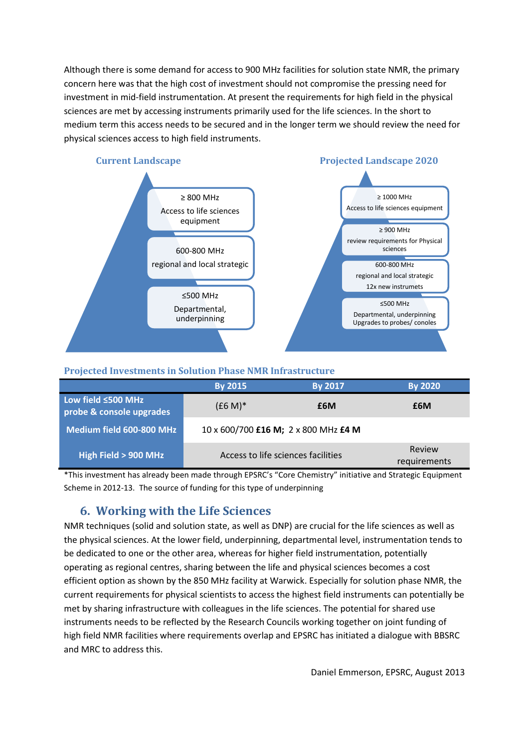Although there is some demand for access to 900 MHz facilities for solution state NMR, the primary concern here was that the high cost of investment should not compromise the pressing need for investment in mid-field instrumentation. At present the requirements for high field in the physical sciences are met by accessing instruments primarily used for the life sciences. In the short to medium term this access needs to be secured and in the longer term we should review the need for physical sciences access to high field instruments.

**Current Landscape**

≥ 800 MHz
Access to life sciences equipment

600-800 MHz
regional and local strategic

≤500 MHz
Departmental, underpinning

**Projected Landscape 2020**

≥ 1000 MHz
Access to life sciences equipment

≥ 900 MHz
review requirements for Physical sciences

600-800 MHz
regional and local strategic
12x new instrumets

≤500 MHz
Departmental, underpinning
Upgrades to probes/ coneles

**Projected Investments in Solution Phase NMR Infrastructure**

| | By 2015 | By 2017 | By 2020 |
|---|---|---|---|
| Low field ≤500 MHz probe & console upgrades | (£6 M)* | **£6M** | **£6M** |
| Medium field 600-800 MHz | 10 x 600/700 **£16 M;** 2 x 800 MHz **£4 M** | | |
| High Field > 900 MHz | Access to life sciences facilities | | Review requirements |

*This investment has already been made through EPSRC's "Core Chemistry" initiative and Strategic Equipment Scheme in 2012-13. The source of funding for this type of underpinning

## 6. Working with the Life Sciences

NMR techniques (solid and solution state, as well as DNP) are crucial for the life sciences as well as the physical sciences. At the lower field, underpinning, departmental level, instrumentation tends to be dedicated to one or the other area, whereas for higher field instrumentation, potentially operating as regional centres, sharing between the life and physical sciences becomes a cost efficient option as shown by the 850 MHz facility at Warwick. Especially for solution phase NMR, the current requirements for physical scientists to access the highest field instruments can potentially be met by sharing infrastructure with colleagues in the life sciences. The potential for shared use instruments needs to be reflected by the Research Councils working together on joint funding of high field NMR facilities where requirements overlap and EPSRC has initiated a dialogue with BBSRC and MRC to address this.

Daniel Emmerson, EPSRC, August 2013